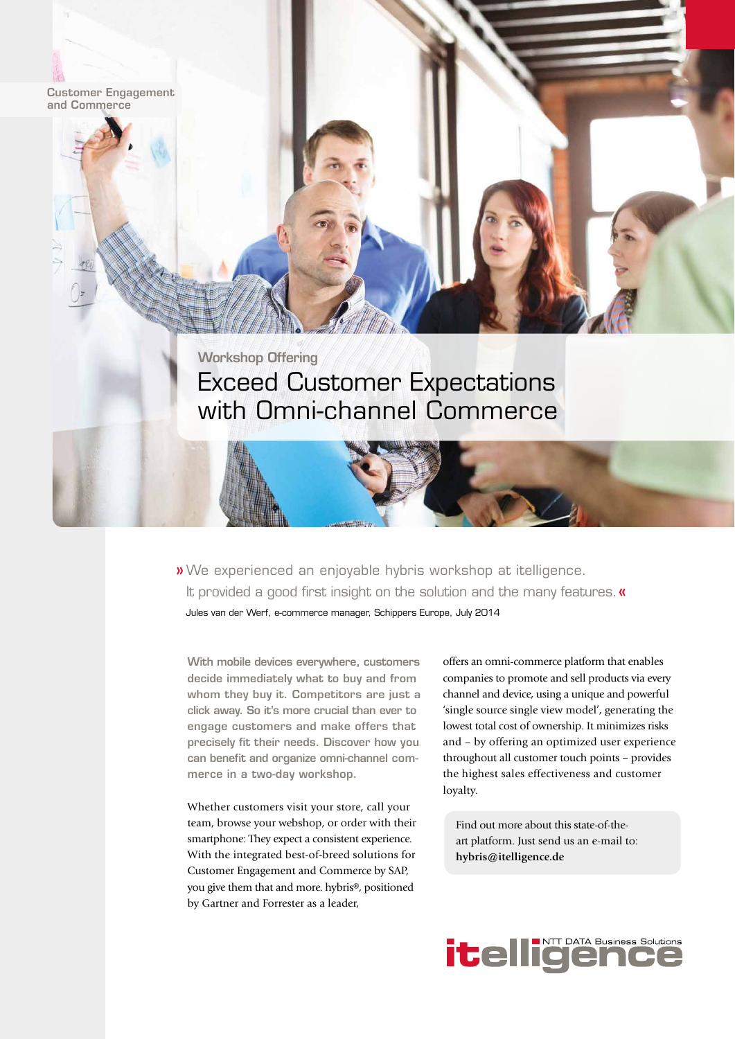Customer Engagement and Commerce

Workshop Offering

# Exceed Customer Expectations with Omni-channel Commerce

» We experienced an enjoyable hybris workshop at itelligence. It provided a good first insight on the solution and the many features. «

Jules van der Werf, e-commerce manager, Schippers Europe, July 2014

**With mobile devices everywhere, customers decide immediately what to buy and from whom they buy it. Competitors are just a click away. So it's more crucial than ever to engage customers and make offers that precisely fit their needs. Discover how you can benefit and organize omni-channel commerce in a two-day workshop.**

Whether customers visit your store, call your team, browse your webshop, or order with their smartphone: They expect a consistent experience. With the integrated best-of-breed solutions for Customer Engagement and Commerce by SAP, you give them that and more. hybris®, positioned by Gartner and Forrester as a leader, offers an omni-commerce platform that enables companies to promote and sell products via every channel and device, using a unique and powerful 'single source single view model', generating the lowest total cost of ownership. It minimizes risks and – by offering an optimized user experience throughout all customer touch points – provides the highest sales effectiveness and customer loyalty.

Find out more about this state-of-the-art platform. Just send us an e-mail to: **hybris@itelligence.de**

itelligence NTT DATA Business Solutions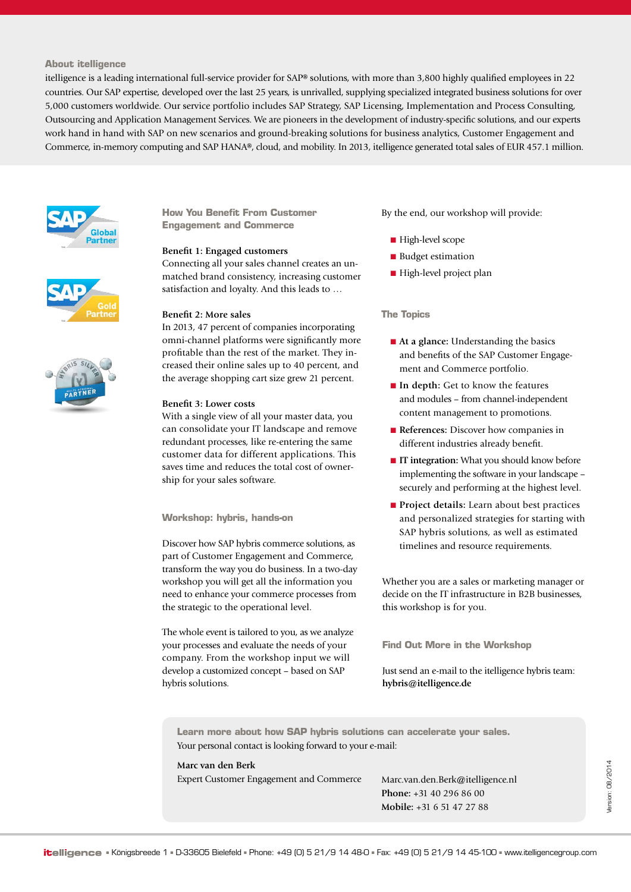## About itelligence

itelligence is a leading international full-service provider for SAP® solutions, with more than 3,800 highly qualified employees in 22 countries. Our SAP expertise, developed over the last 25 years, is unrivalled, supplying specialized integrated business solutions for over 5,000 customers worldwide. Our service portfolio includes SAP Strategy, SAP Licensing, Implementation and Process Consulting, Outsourcing and Application Management Services. We are pioneers in the development of industry-specific solutions, and our experts work hand in hand with SAP on new scenarios and ground-breaking solutions for business analytics, Customer Engagement and Commerce, in-memory computing and SAP HANA®, cloud, and mobility. In 2013, itelligence generated total sales of EUR 457.1 million.

## How You Benefit From Customer Engagement and Commerce

**Benefit 1: Engaged customers**
Connecting all your sales channel creates an unmatched brand consistency, increasing customer satisfaction and loyalty. And this leads to …

**Benefit 2: More sales**
In 2013, 47 percent of companies incorporating omni-channel platforms were significantly more profitable than the rest of the market. They increased their online sales up to 40 percent, and the average shopping cart size grew 21 percent.

**Benefit 3: Lower costs**
With a single view of all your master data, you can consolidate your IT landscape and remove redundant processes, like re-entering the same customer data for different applications. This saves time and reduces the total cost of ownership for your sales software.

## Workshop: hybris, hands-on

Discover how SAP hybris commerce solutions, as part of Customer Engagement and Commerce, transform the way you do business. In a two-day workshop you will get all the information you need to enhance your commerce processes from the strategic to the operational level.

The whole event is tailored to you, as we analyze your processes and evaluate the needs of your company. From the workshop input we will develop a customized concept – based on SAP hybris solutions.

By the end, our workshop will provide:

- High-level scope
- Budget estimation
- High-level project plan

## The Topics

- **At a glance:** Understanding the basics and benefits of the SAP Customer Engagement and Commerce portfolio.
- **In depth:** Get to know the features and modules – from channel-independent content management to promotions.
- **References:** Discover how companies in different industries already benefit.
- **IT integration:** What you should know before implementing the software in your landscape – securely and performing at the highest level.
- **Project details:** Learn about best practices and personalized strategies for starting with SAP hybris solutions, as well as estimated timelines and resource requirements.

Whether you are a sales or marketing manager or decide on the IT infrastructure in B2B businesses, this workshop is for you.

## Find Out More in the Workshop

Just send an e-mail to the itelligence hybris team:
**hybris@itelligence.de**

**Learn more about how SAP hybris solutions can accelerate your sales.**
Your personal contact is looking forward to your e-mail:

**Marc van den Berk**
Expert Customer Engagement and Commerce

Marc.van.den.Berk@itelligence.nl
**Phone:** +31 40 296 86 00
**Mobile:** +31 6 51 47 27 88

Version: 08/2014

itelligence ▪ Königsbreede 1 ▪ D-33605 Bielefeld ▪ Phone: +49 (0) 5 21/9 14 48-0 ▪ Fax: +49 (0) 5 21/9 14 45-100 ▪ www.itelligencegroup.com